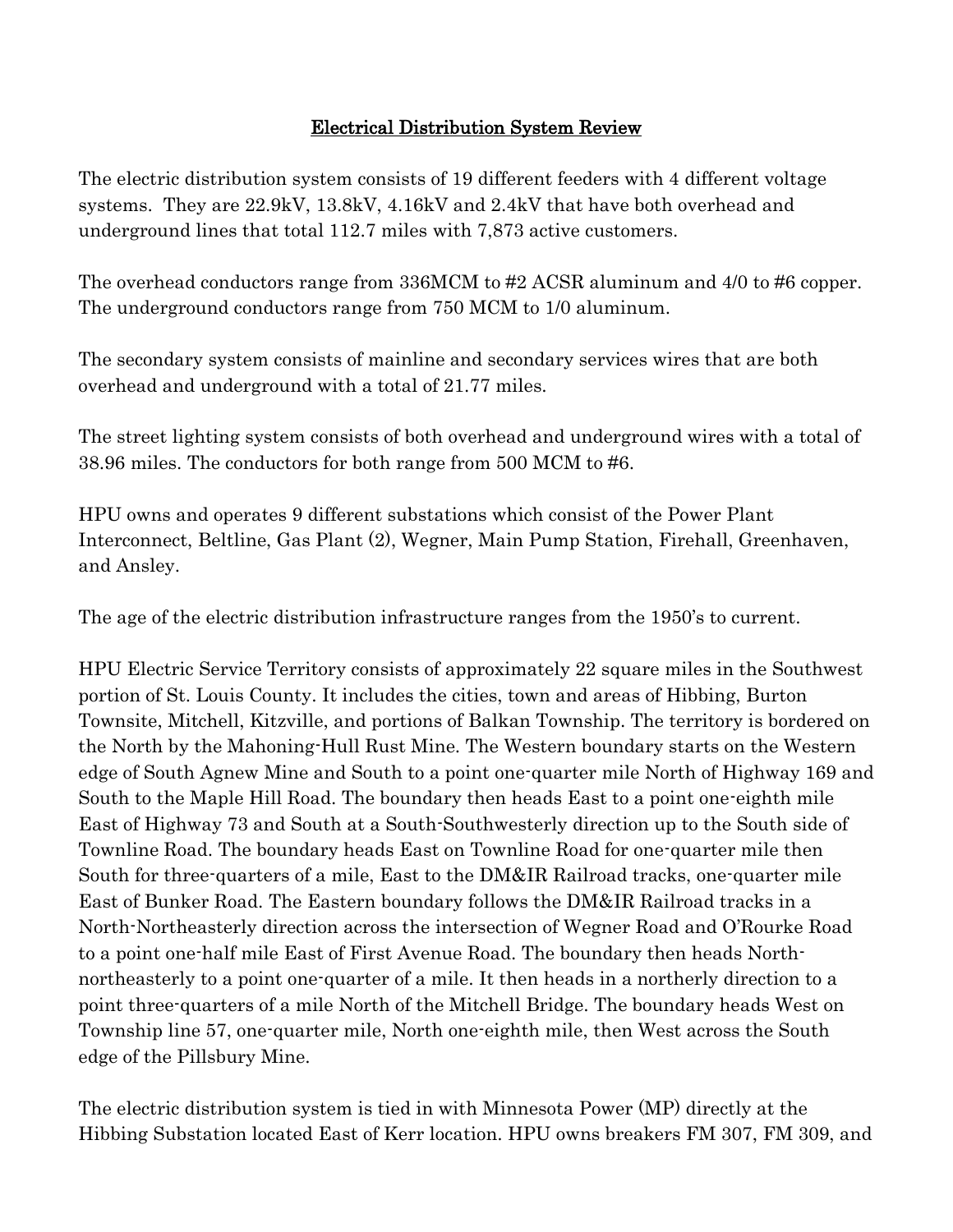# Electrical Distribution System Review

The electric distribution system consists of 19 different feeders with 4 different voltage systems. They are 22.9kV, 13.8kV, 4.16kV and 2.4kV that have both overhead and underground lines that total 112.7 miles with 7,873 active customers.

The overhead conductors range from 336MCM to #2 ACSR aluminum and 4/0 to #6 copper. The underground conductors range from 750 MCM to 1/0 aluminum.

The secondary system consists of mainline and secondary services wires that are both overhead and underground with a total of 21.77 miles.

The street lighting system consists of both overhead and underground wires with a total of 38.96 miles. The conductors for both range from 500 MCM to #6.

HPU owns and operates 9 different substations which consist of the Power Plant Interconnect, Beltline, Gas Plant (2), Wegner, Main Pump Station, Firehall, Greenhaven, and Ansley.

The age of the electric distribution infrastructure ranges from the 1950's to current.

HPU Electric Service Territory consists of approximately 22 square miles in the Southwest portion of St. Louis County. It includes the cities, town and areas of Hibbing, Burton Townsite, Mitchell, Kitzville, and portions of Balkan Township. The territory is bordered on the North by the Mahoning-Hull Rust Mine. The Western boundary starts on the Western edge of South Agnew Mine and South to a point one-quarter mile North of Highway 169 and South to the Maple Hill Road. The boundary then heads East to a point one-eighth mile East of Highway 73 and South at a South-Southwesterly direction up to the South side of Townline Road. The boundary heads East on Townline Road for one-quarter mile then South for three-quarters of a mile, East to the DM&IR Railroad tracks, one-quarter mile East of Bunker Road. The Eastern boundary follows the DM&IR Railroad tracks in a North-Northeasterly direction across the intersection of Wegner Road and O'Rourke Road to a point one-half mile East of First Avenue Road. The boundary then heads North-northeasterly to a point one-quarter of a mile. It then heads in a northerly direction to a point three-quarters of a mile North of the Mitchell Bridge. The boundary heads West on Township line 57, one-quarter mile, North one-eighth mile, then West across the South edge of the Pillsbury Mine.

The electric distribution system is tied in with Minnesota Power (MP) directly at the Hibbing Substation located East of Kerr location. HPU owns breakers FM 307, FM 309, and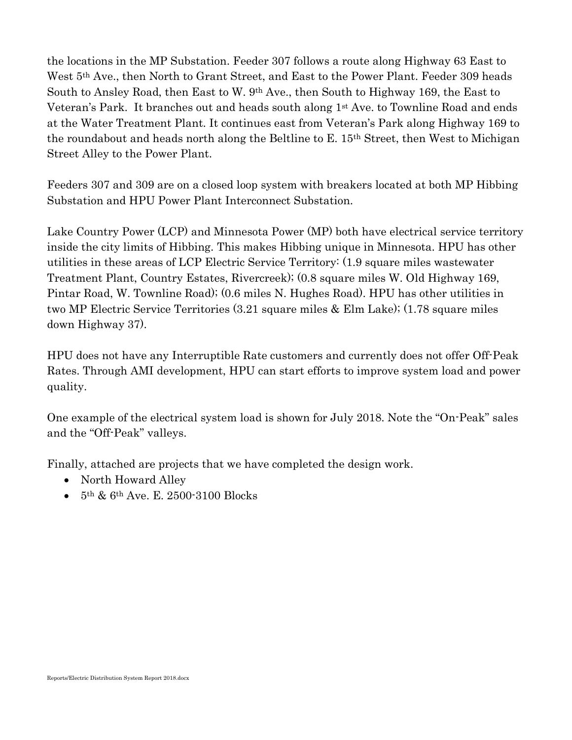the locations in the MP Substation. Feeder 307 follows a route along Highway 63 East to West 5th Ave., then North to Grant Street, and East to the Power Plant. Feeder 309 heads South to Ansley Road, then East to W. 9th Ave., then South to Highway 169, the East to Veteran's Park. It branches out and heads south along 1st Ave. to Townline Road and ends at the Water Treatment Plant. It continues east from Veteran's Park along Highway 169 to the roundabout and heads north along the Beltline to E. 15th Street, then West to Michigan Street Alley to the Power Plant.

Feeders 307 and 309 are on a closed loop system with breakers located at both MP Hibbing Substation and HPU Power Plant Interconnect Substation.

Lake Country Power (LCP) and Minnesota Power (MP) both have electrical service territory inside the city limits of Hibbing. This makes Hibbing unique in Minnesota. HPU has other utilities in these areas of LCP Electric Service Territory: (1.9 square miles wastewater Treatment Plant, Country Estates, Rivercreek); (0.8 square miles W. Old Highway 169, Pintar Road, W. Townline Road); (0.6 miles N. Hughes Road). HPU has other utilities in two MP Electric Service Territories (3.21 square miles & Elm Lake); (1.78 square miles down Highway 37).

HPU does not have any Interruptible Rate customers and currently does not offer Off-Peak Rates. Through AMI development, HPU can start efforts to improve system load and power quality.

One example of the electrical system load is shown for July 2018. Note the "On-Peak" sales and the "Off-Peak" valleys.

Finally, attached are projects that we have completed the design work.

- North Howard Alley
- 5th & 6th Ave. E. 2500-3100 Blocks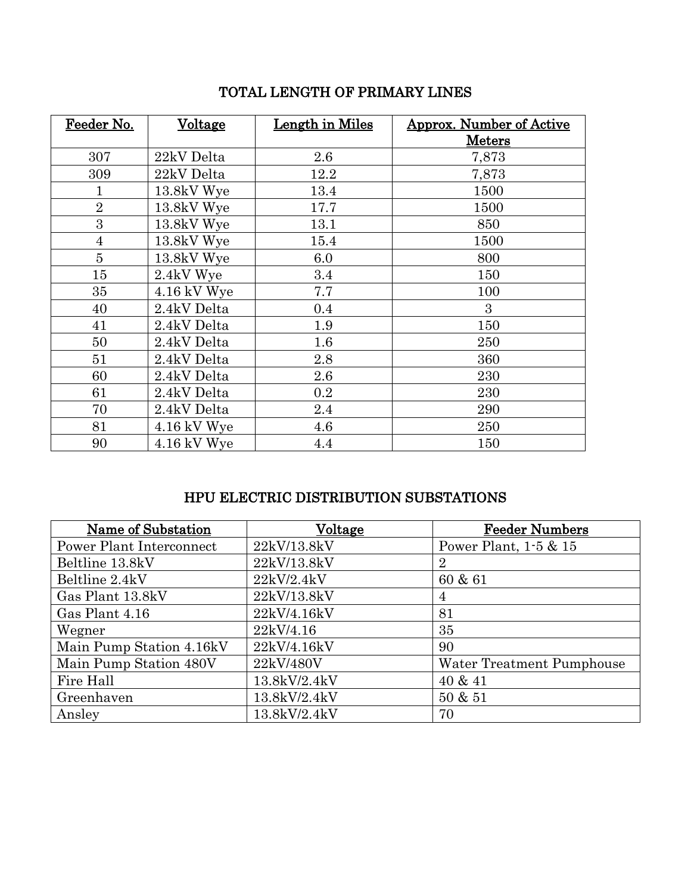## TOTAL LENGTH OF PRIMARY LINES

| Feeder No. | Voltage | Length in Miles | Approx. Number of Active Meters |
|---|---|---|---|
| 307 | 22kV Delta | 2.6 | 7,873 |
| 309 | 22kV Delta | 12.2 | 7,873 |
| 1 | 13.8kV Wye | 13.4 | 1500 |
| 2 | 13.8kV Wye | 17.7 | 1500 |
| 3 | 13.8kV Wye | 13.1 | 850 |
| 4 | 13.8kV Wye | 15.4 | 1500 |
| 5 | 13.8kV Wye | 6.0 | 800 |
| 15 | 2.4kV Wye | 3.4 | 150 |
| 35 | 4.16 kV Wye | 7.7 | 100 |
| 40 | 2.4kV Delta | 0.4 | 3 |
| 41 | 2.4kV Delta | 1.9 | 150 |
| 50 | 2.4kV Delta | 1.6 | 250 |
| 51 | 2.4kV Delta | 2.8 | 360 |
| 60 | 2.4kV Delta | 2.6 | 230 |
| 61 | 2.4kV Delta | 0.2 | 230 |
| 70 | 2.4kV Delta | 2.4 | 290 |
| 81 | 4.16 kV Wye | 4.6 | 250 |
| 90 | 4.16 kV Wye | 4.4 | 150 |

## HPU ELECTRIC DISTRIBUTION SUBSTATIONS

| Name of Substation | Voltage | Feeder Numbers |
|---|---|---|
| Power Plant Interconnect | 22kV/13.8kV | Power Plant, 1-5 & 15 |
| Beltline 13.8kV | 22kV/13.8kV | 2 |
| Beltline 2.4kV | 22kV/2.4kV | 60 & 61 |
| Gas Plant 13.8kV | 22kV/13.8kV | 4 |
| Gas Plant 4.16 | 22kV/4.16kV | 81 |
| Wegner | 22kV/4.16 | 35 |
| Main Pump Station 4.16kV | 22kV/4.16kV | 90 |
| Main Pump Station 480V | 22kV/480V | Water Treatment Pumphouse |
| Fire Hall | 13.8kV/2.4kV | 40 & 41 |
| Greenhaven | 13.8kV/2.4kV | 50 & 51 |
| Ansley | 13.8kV/2.4kV | 70 |